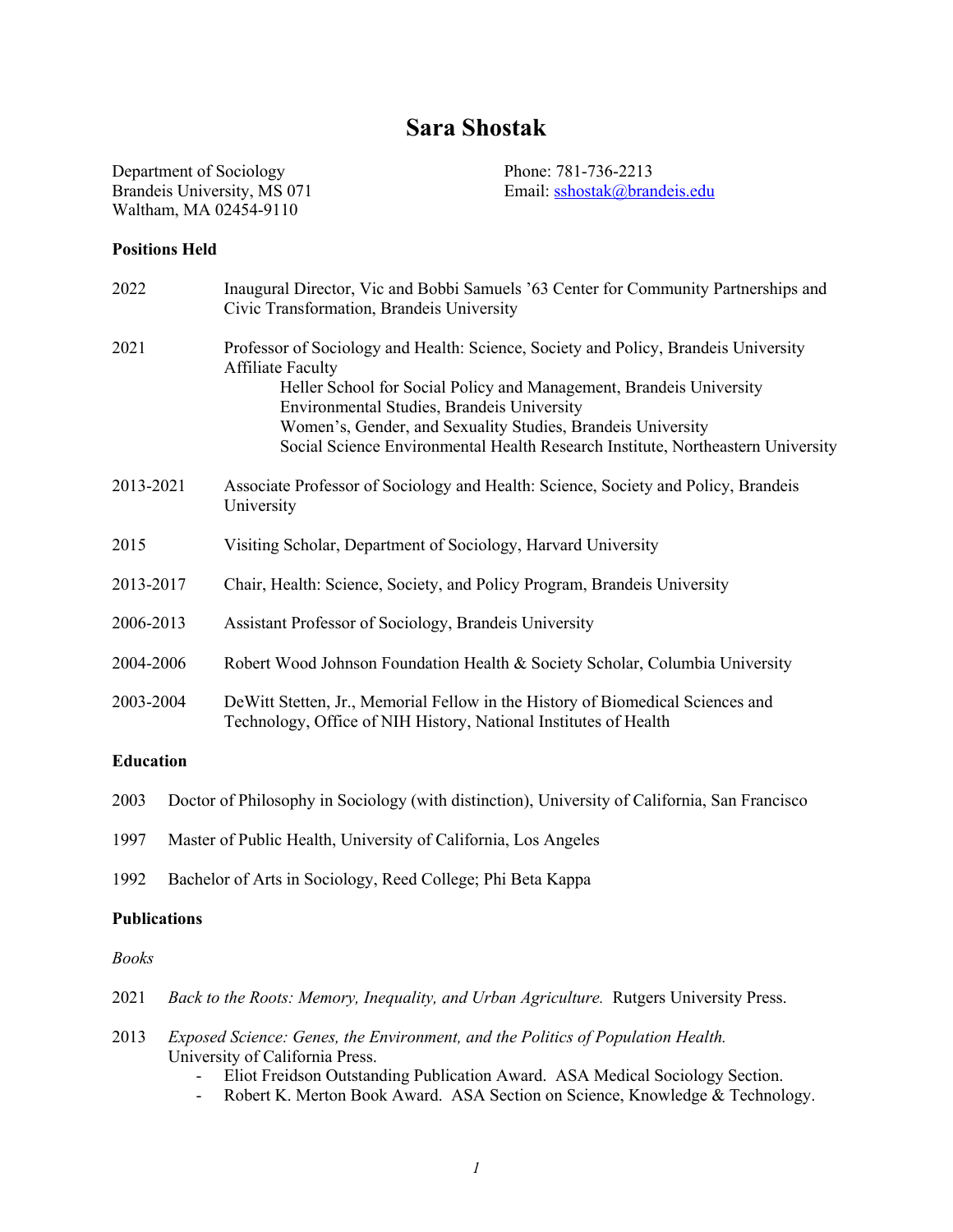# Sara Shostak

Department of Sociology
Brandeis University, MS 071
Waltham, MA 02454-9110

Phone: 781-736-2213
Email: sshostak@brandeis.edu

**Positions Held**

2022 Inaugural Director, Vic and Bobbi Samuels '63 Center for Community Partnerships and Civic Transformation, Brandeis University

2021 Professor of Sociology and Health: Science, Society and Policy, Brandeis University
Affiliate Faculty
- Heller School for Social Policy and Management, Brandeis University
- Environmental Studies, Brandeis University
- Women's, Gender, and Sexuality Studies, Brandeis University
- Social Science Environmental Health Research Institute, Northeastern University

2013-2021 Associate Professor of Sociology and Health: Science, Society and Policy, Brandeis University

2015 Visiting Scholar, Department of Sociology, Harvard University

2013-2017 Chair, Health: Science, Society, and Policy Program, Brandeis University

2006-2013 Assistant Professor of Sociology, Brandeis University

2004-2006 Robert Wood Johnson Foundation Health & Society Scholar, Columbia University

2003-2004 DeWitt Stetten, Jr., Memorial Fellow in the History of Biomedical Sciences and Technology, Office of NIH History, National Institutes of Health

**Education**

2003 Doctor of Philosophy in Sociology (with distinction), University of California, San Francisco

1997 Master of Public Health, University of California, Los Angeles

1992 Bachelor of Arts in Sociology, Reed College; Phi Beta Kappa

**Publications**

*Books*

2021 *Back to the Roots: Memory, Inequality, and Urban Agriculture.* Rutgers University Press.

2013 *Exposed Science: Genes, the Environment, and the Politics of Population Health.* University of California Press.
- Eliot Freidson Outstanding Publication Award. ASA Medical Sociology Section.
- Robert K. Merton Book Award. ASA Section on Science, Knowledge & Technology.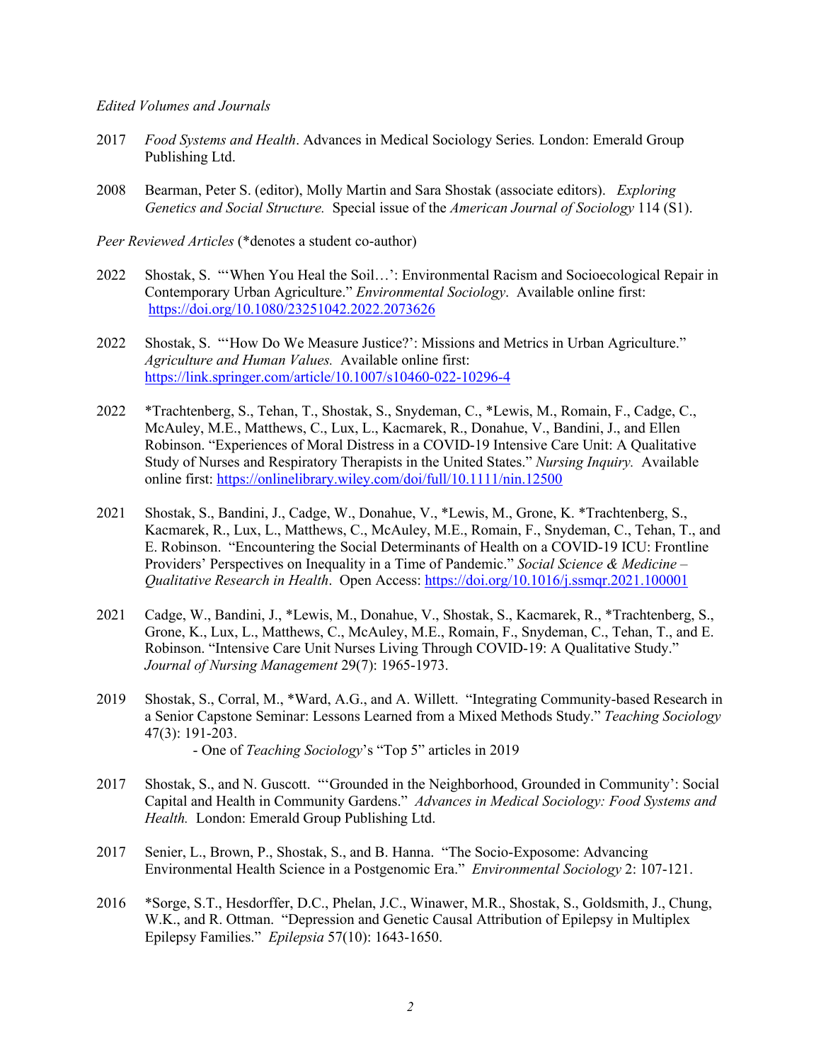*Edited Volumes and Journals*

2017 *Food Systems and Health*. Advances in Medical Sociology Series*.* London: Emerald Group Publishing Ltd.

2008 Bearman, Peter S. (editor), Molly Martin and Sara Shostak (associate editors). *Exploring Genetics and Social Structure.* Special issue of the *American Journal of Sociology* 114 (S1).

*Peer Reviewed Articles* (*denotes a student co-author)

2022 Shostak, S. "'When You Heal the Soil…': Environmental Racism and Socioecological Repair in Contemporary Urban Agriculture." *Environmental Sociology*. Available online first: https://doi.org/10.1080/23251042.2022.2073626

2022 Shostak, S. "'How Do We Measure Justice?': Missions and Metrics in Urban Agriculture." *Agriculture and Human Values.* Available online first: https://link.springer.com/article/10.1007/s10460-022-10296-4

2022 *Trachtenberg, S., Tehan, T., Shostak, S., Snydeman, C., *Lewis, M., Romain, F., Cadge, C., McAuley, M.E., Matthews, C., Lux, L., Kacmarek, R., Donahue, V., Bandini, J., and Ellen Robinson. "Experiences of Moral Distress in a COVID-19 Intensive Care Unit: A Qualitative Study of Nurses and Respiratory Therapists in the United States." *Nursing Inquiry.* Available online first: https://onlinelibrary.wiley.com/doi/full/10.1111/nin.12500

2021 Shostak, S., Bandini, J., Cadge, W., Donahue, V., *Lewis, M., Grone, K. *Trachtenberg, S., Kacmarek, R., Lux, L., Matthews, C., McAuley, M.E., Romain, F., Snydeman, C., Tehan, T., and E. Robinson. "Encountering the Social Determinants of Health on a COVID-19 ICU: Frontline Providers' Perspectives on Inequality in a Time of Pandemic." *Social Science & Medicine – Qualitative Research in Health*. Open Access: https://doi.org/10.1016/j.ssmqr.2021.100001

2021 Cadge, W., Bandini, J., *Lewis, M., Donahue, V., Shostak, S., Kacmarek, R., *Trachtenberg, S., Grone, K., Lux, L., Matthews, C., McAuley, M.E., Romain, F., Snydeman, C., Tehan, T., and E. Robinson. "Intensive Care Unit Nurses Living Through COVID-19: A Qualitative Study." *Journal of Nursing Management* 29(7): 1965-1973.

2019 Shostak, S., Corral, M., *Ward, A.G., and A. Willett. "Integrating Community-based Research in a Senior Capstone Seminar: Lessons Learned from a Mixed Methods Study." *Teaching Sociology* 47(3): 191-203.
- One of *Teaching Sociology*'s "Top 5" articles in 2019

2017 Shostak, S., and N. Guscott. "'Grounded in the Neighborhood, Grounded in Community': Social Capital and Health in Community Gardens." *Advances in Medical Sociology: Food Systems and Health.* London: Emerald Group Publishing Ltd.

2017 Senier, L., Brown, P., Shostak, S., and B. Hanna. "The Socio-Exposome: Advancing Environmental Health Science in a Postgenomic Era." *Environmental Sociology* 2: 107-121.

2016 *Sorge, S.T., Hesdorffer, D.C., Phelan, J.C., Winawer, M.R., Shostak, S., Goldsmith, J., Chung, W.K., and R. Ottman. "Depression and Genetic Causal Attribution of Epilepsy in Multiplex Epilepsy Families." *Epilepsia* 57(10): 1643-1650.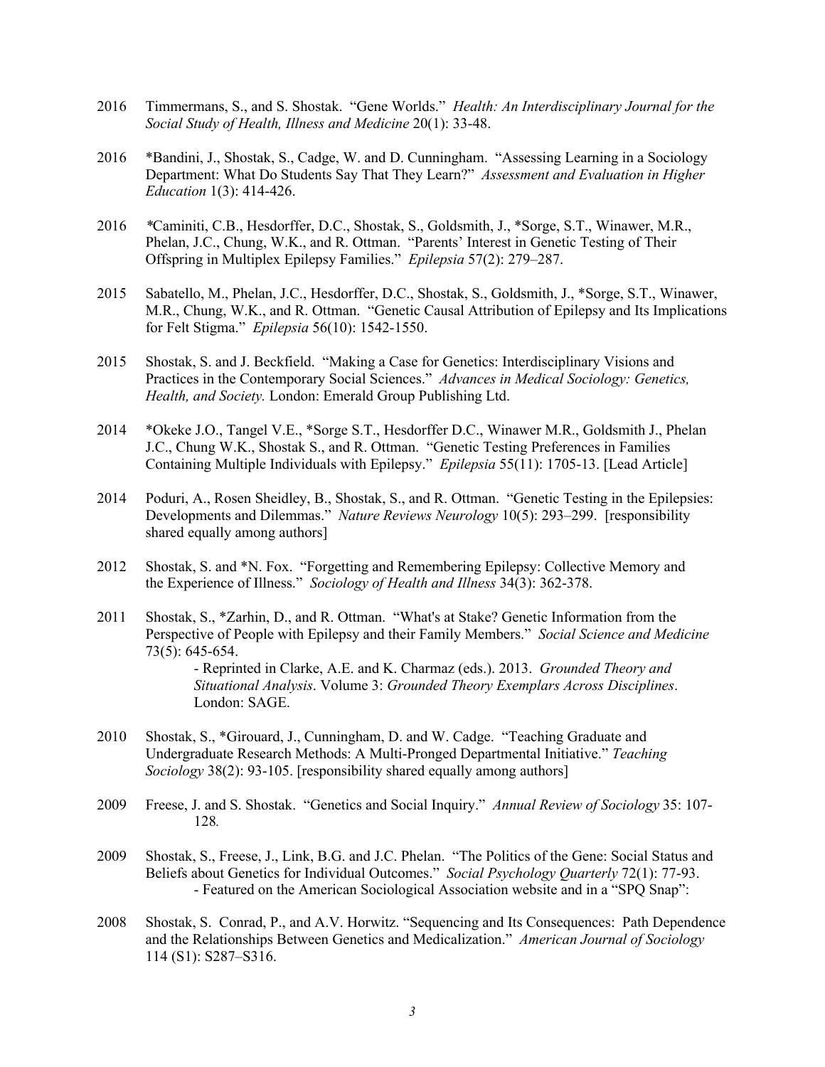2016 Timmermans, S., and S. Shostak. "Gene Worlds." *Health: An Interdisciplinary Journal for the Social Study of Health, Illness and Medicine* 20(1): 33-48.

2016 *Bandini, J., Shostak, S., Cadge, W. and D. Cunningham. "Assessing Learning in a Sociology Department: What Do Students Say That They Learn?" *Assessment and Evaluation in Higher Education* 1(3): 414-426.

2016 *Caminiti, C.B., Hesdorffer, D.C., Shostak, S., Goldsmith, J., *Sorge, S.T., Winawer, M.R., Phelan, J.C., Chung, W.K., and R. Ottman. "Parents' Interest in Genetic Testing of Their Offspring in Multiplex Epilepsy Families." *Epilepsia* 57(2): 279–287.

2015 Sabatello, M., Phelan, J.C., Hesdorffer, D.C., Shostak, S., Goldsmith, J., *Sorge, S.T., Winawer, M.R., Chung, W.K., and R. Ottman. "Genetic Causal Attribution of Epilepsy and Its Implications for Felt Stigma." *Epilepsia* 56(10): 1542-1550.

2015 Shostak, S. and J. Beckfield. "Making a Case for Genetics: Interdisciplinary Visions and Practices in the Contemporary Social Sciences." *Advances in Medical Sociology: Genetics, Health, and Society.* London: Emerald Group Publishing Ltd.

2014 *Okeke J.O., Tangel V.E., *Sorge S.T., Hesdorffer D.C., Winawer M.R., Goldsmith J., Phelan J.C., Chung W.K., Shostak S., and R. Ottman. "Genetic Testing Preferences in Families Containing Multiple Individuals with Epilepsy." *Epilepsia* 55(11): 1705-13. [Lead Article]

2014 Poduri, A., Rosen Sheidley, B., Shostak, S., and R. Ottman. "Genetic Testing in the Epilepsies: Developments and Dilemmas." *Nature Reviews Neurology* 10(5): 293–299. [responsibility shared equally among authors]

2012 Shostak, S. and *N. Fox. "Forgetting and Remembering Epilepsy: Collective Memory and the Experience of Illness." *Sociology of Health and Illness* 34(3): 362-378.

2011 Shostak, S., *Zarhin, D., and R. Ottman. "What's at Stake? Genetic Information from the Perspective of People with Epilepsy and their Family Members." *Social Science and Medicine* 73(5): 645-654.
- Reprinted in Clarke, A.E. and K. Charmaz (eds.). 2013. *Grounded Theory and Situational Analysis*. Volume 3: *Grounded Theory Exemplars Across Disciplines*. London: SAGE.

2010 Shostak, S., *Girouard, J., Cunningham, D. and W. Cadge. "Teaching Graduate and Undergraduate Research Methods: A Multi-Pronged Departmental Initiative." *Teaching Sociology* 38(2): 93-105. [responsibility shared equally among authors]

2009 Freese, J. and S. Shostak. "Genetics and Social Inquiry." *Annual Review of Sociology* 35: 107-128.

2009 Shostak, S., Freese, J., Link, B.G. and J.C. Phelan. "The Politics of the Gene: Social Status and Beliefs about Genetics for Individual Outcomes." *Social Psychology Quarterly* 72(1): 77-93.
- Featured on the American Sociological Association website and in a "SPQ Snap":

2008 Shostak, S. Conrad, P., and A.V. Horwitz. "Sequencing and Its Consequences: Path Dependence and the Relationships Between Genetics and Medicalization." *American Journal of Sociology* 114 (S1): S287–S316.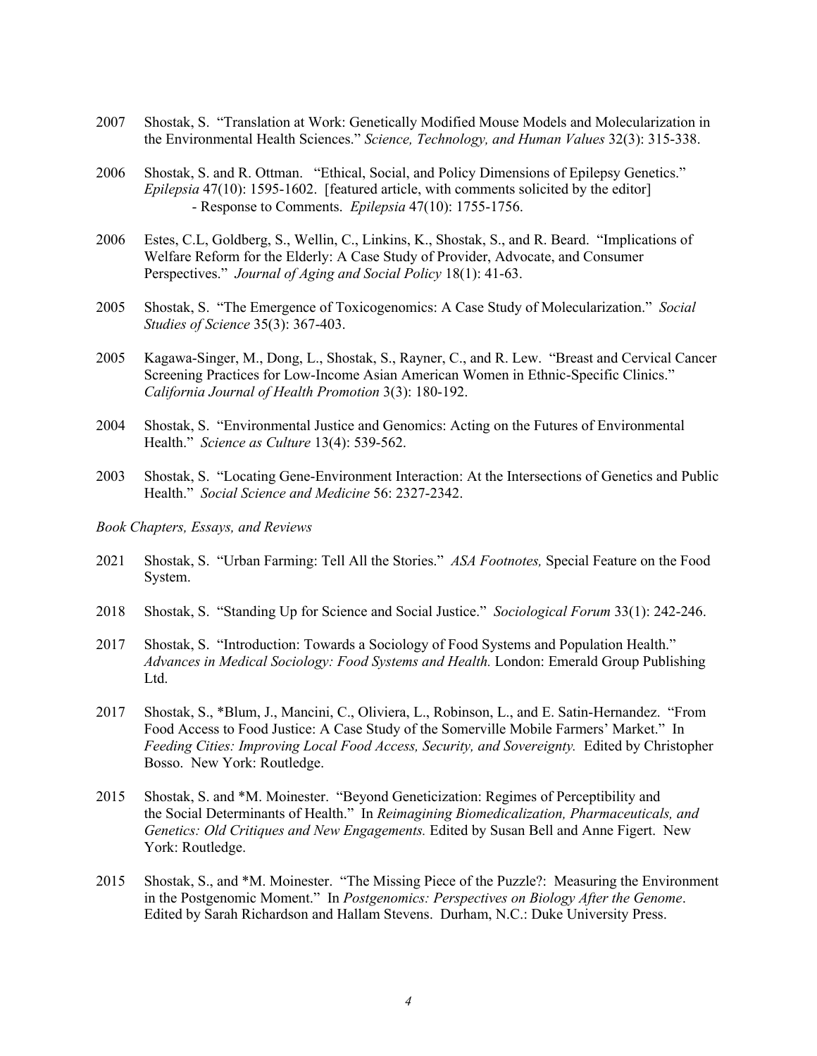2007 Shostak, S. "Translation at Work: Genetically Modified Mouse Models and Molecularization in the Environmental Health Sciences." *Science, Technology, and Human Values* 32(3): 315-338.

2006 Shostak, S. and R. Ottman. "Ethical, Social, and Policy Dimensions of Epilepsy Genetics." *Epilepsia* 47(10): 1595-1602. [featured article, with comments solicited by the editor]
- Response to Comments. *Epilepsia* 47(10): 1755-1756.

2006 Estes, C.L, Goldberg, S., Wellin, C., Linkins, K., Shostak, S., and R. Beard. "Implications of Welfare Reform for the Elderly: A Case Study of Provider, Advocate, and Consumer Perspectives." *Journal of Aging and Social Policy* 18(1): 41-63.

2005 Shostak, S. "The Emergence of Toxicogenomics: A Case Study of Molecularization." *Social Studies of Science* 35(3): 367-403.

2005 Kagawa-Singer, M., Dong, L., Shostak, S., Rayner, C., and R. Lew. "Breast and Cervical Cancer Screening Practices for Low-Income Asian American Women in Ethnic-Specific Clinics." *California Journal of Health Promotion* 3(3): 180-192.

2004 Shostak, S. "Environmental Justice and Genomics: Acting on the Futures of Environmental Health." *Science as Culture* 13(4): 539-562.

2003 Shostak, S. "Locating Gene-Environment Interaction: At the Intersections of Genetics and Public Health." *Social Science and Medicine* 56: 2327-2342.

*Book Chapters, Essays, and Reviews*

2021 Shostak, S. "Urban Farming: Tell All the Stories." *ASA Footnotes,* Special Feature on the Food System.

2018 Shostak, S. "Standing Up for Science and Social Justice." *Sociological Forum* 33(1): 242-246.

2017 Shostak, S. "Introduction: Towards a Sociology of Food Systems and Population Health." *Advances in Medical Sociology: Food Systems and Health.* London: Emerald Group Publishing Ltd.

2017 Shostak, S., *Blum, J., Mancini, C., Oliviera, L., Robinson, L., and E. Satin-Hernandez. "From Food Access to Food Justice: A Case Study of the Somerville Mobile Farmers' Market." In *Feeding Cities: Improving Local Food Access, Security, and Sovereignty.* Edited by Christopher Bosso. New York: Routledge.

2015 Shostak, S. and *M. Moinester. "Beyond Geneticization: Regimes of Perceptibility and the Social Determinants of Health." In *Reimagining Biomedicalization, Pharmaceuticals, and Genetics: Old Critiques and New Engagements.* Edited by Susan Bell and Anne Figert. New York: Routledge.

2015 Shostak, S., and *M. Moinester. "The Missing Piece of the Puzzle?: Measuring the Environment in the Postgenomic Moment." In *Postgenomics: Perspectives on Biology After the Genome*. Edited by Sarah Richardson and Hallam Stevens. Durham, N.C.: Duke University Press.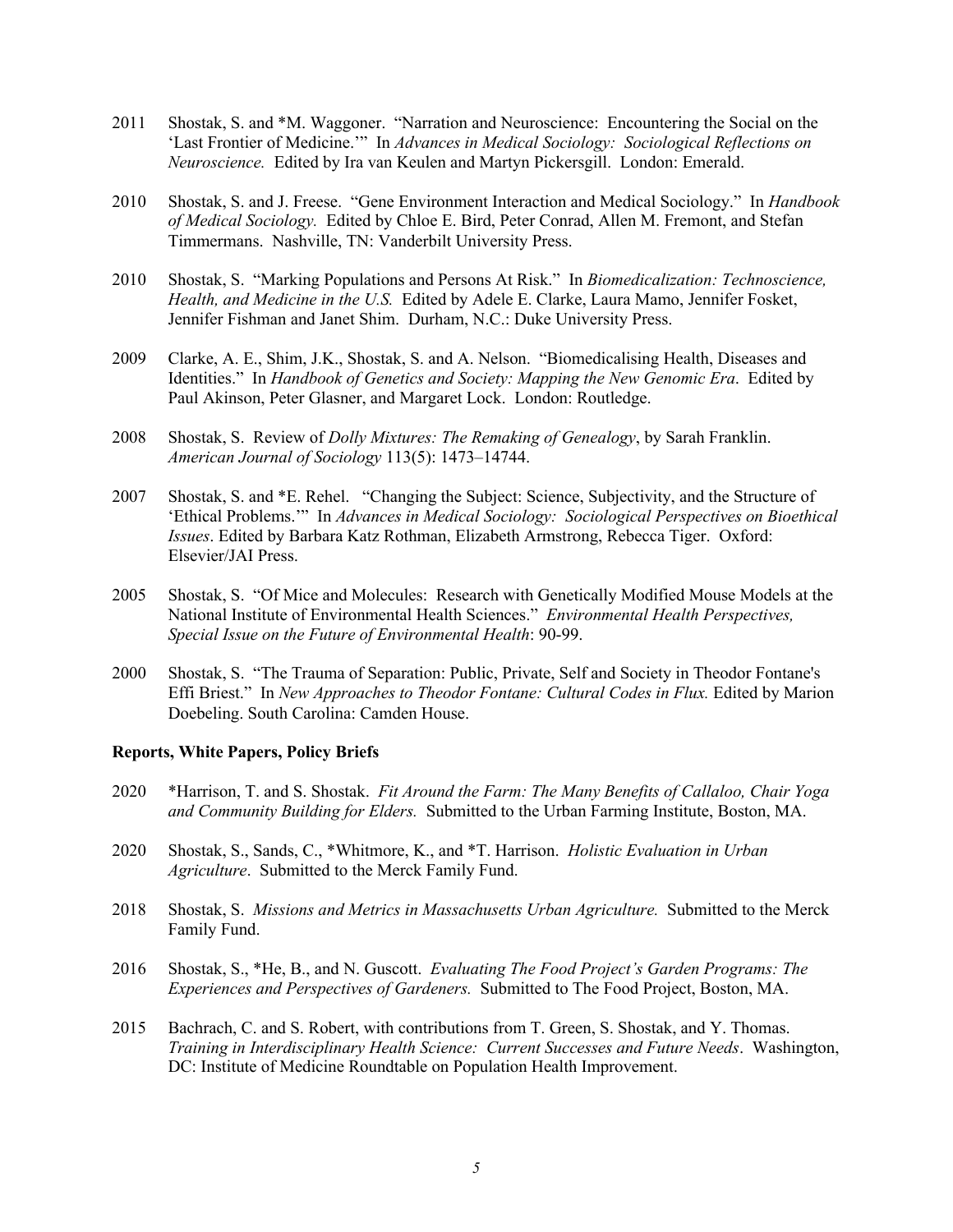2011 Shostak, S. and *M. Waggoner. "Narration and Neuroscience: Encountering the Social on the 'Last Frontier of Medicine.'" In *Advances in Medical Sociology: Sociological Reflections on Neuroscience.* Edited by Ira van Keulen and Martyn Pickersgill. London: Emerald.

2010 Shostak, S. and J. Freese. "Gene Environment Interaction and Medical Sociology." In *Handbook of Medical Sociology.* Edited by Chloe E. Bird, Peter Conrad, Allen M. Fremont, and Stefan Timmermans. Nashville, TN: Vanderbilt University Press.

2010 Shostak, S. "Marking Populations and Persons At Risk." In *Biomedicalization: Technoscience, Health, and Medicine in the U.S.* Edited by Adele E. Clarke, Laura Mamo, Jennifer Fosket, Jennifer Fishman and Janet Shim. Durham, N.C.: Duke University Press.

2009 Clarke, A. E., Shim, J.K., Shostak, S. and A. Nelson. "Biomedicalising Health, Diseases and Identities." In *Handbook of Genetics and Society: Mapping the New Genomic Era*. Edited by Paul Akinson, Peter Glasner, and Margaret Lock. London: Routledge.

2008 Shostak, S. Review of *Dolly Mixtures: The Remaking of Genealogy*, by Sarah Franklin. *American Journal of Sociology* 113(5): 1473–14744.

2007 Shostak, S. and *E. Rehel. "Changing the Subject: Science, Subjectivity, and the Structure of 'Ethical Problems.'" In *Advances in Medical Sociology: Sociological Perspectives on Bioethical Issues*. Edited by Barbara Katz Rothman, Elizabeth Armstrong, Rebecca Tiger. Oxford: Elsevier/JAI Press.

2005 Shostak, S. "Of Mice and Molecules: Research with Genetically Modified Mouse Models at the National Institute of Environmental Health Sciences." *Environmental Health Perspectives, Special Issue on the Future of Environmental Health*: 90-99.

2000 Shostak, S. "The Trauma of Separation: Public, Private, Self and Society in Theodor Fontane's Effi Briest." In *New Approaches to Theodor Fontane: Cultural Codes in Flux.* Edited by Marion Doebeling. South Carolina: Camden House.

**Reports, White Papers, Policy Briefs**

2020 *Harrison, T. and S. Shostak. *Fit Around the Farm: The Many Benefits of Callaloo, Chair Yoga and Community Building for Elders.* Submitted to the Urban Farming Institute, Boston, MA.

2020 Shostak, S., Sands, C., *Whitmore, K., and *T. Harrison. *Holistic Evaluation in Urban Agriculture*. Submitted to the Merck Family Fund.

2018 Shostak, S. *Missions and Metrics in Massachusetts Urban Agriculture.* Submitted to the Merck Family Fund.

2016 Shostak, S., *He, B., and N. Guscott. *Evaluating The Food Project's Garden Programs: The Experiences and Perspectives of Gardeners.* Submitted to The Food Project, Boston, MA.

2015 Bachrach, C. and S. Robert, with contributions from T. Green, S. Shostak, and Y. Thomas. *Training in Interdisciplinary Health Science: Current Successes and Future Needs*. Washington, DC: Institute of Medicine Roundtable on Population Health Improvement.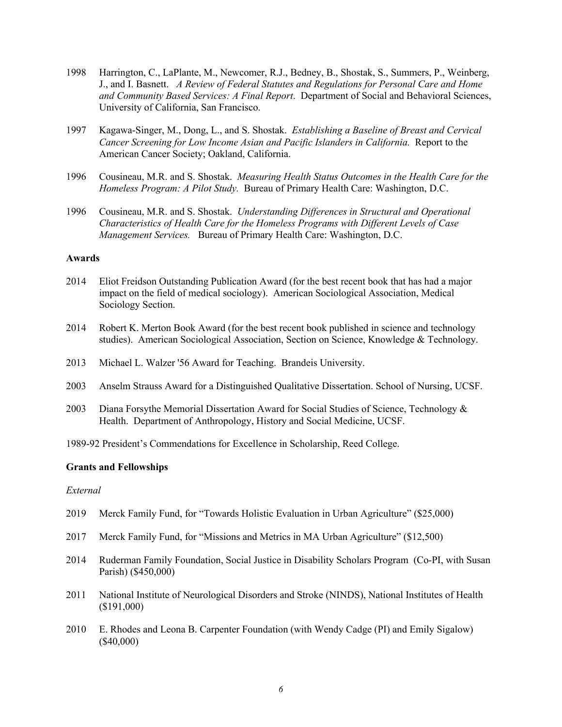1998 Harrington, C., LaPlante, M., Newcomer, R.J., Bedney, B., Shostak, S., Summers, P., Weinberg, J., and I. Basnett. *A Review of Federal Statutes and Regulations for Personal Care and Home and Community Based Services: A Final Report*. Department of Social and Behavioral Sciences, University of California, San Francisco.

1997 Kagawa-Singer, M., Dong, L., and S. Shostak. *Establishing a Baseline of Breast and Cervical Cancer Screening for Low Income Asian and Pacific Islanders in California.* Report to the American Cancer Society; Oakland, California.

1996 Cousineau, M.R. and S. Shostak. *Measuring Health Status Outcomes in the Health Care for the Homeless Program: A Pilot Study.* Bureau of Primary Health Care: Washington, D.C.

1996 Cousineau, M.R. and S. Shostak. *Understanding Differences in Structural and Operational Characteristics of Health Care for the Homeless Programs with Different Levels of Case Management Services.* Bureau of Primary Health Care: Washington, D.C.

**Awards**

2014 Eliot Freidson Outstanding Publication Award (for the best recent book that has had a major impact on the field of medical sociology). American Sociological Association, Medical Sociology Section.

2014 Robert K. Merton Book Award (for the best recent book published in science and technology studies). American Sociological Association, Section on Science, Knowledge & Technology.

2013 Michael L. Walzer '56 Award for Teaching. Brandeis University.

2003 Anselm Strauss Award for a Distinguished Qualitative Dissertation. School of Nursing, UCSF.

2003 Diana Forsythe Memorial Dissertation Award for Social Studies of Science, Technology & Health. Department of Anthropology, History and Social Medicine, UCSF.

1989-92 President's Commendations for Excellence in Scholarship, Reed College.

**Grants and Fellowships**

*External*

2019 Merck Family Fund, for "Towards Holistic Evaluation in Urban Agriculture" ($25,000)

2017 Merck Family Fund, for "Missions and Metrics in MA Urban Agriculture" ($12,500)

2014 Ruderman Family Foundation, Social Justice in Disability Scholars Program (Co-PI, with Susan Parish) ($450,000)

2011 National Institute of Neurological Disorders and Stroke (NINDS), National Institutes of Health ($191,000)

2010 E. Rhodes and Leona B. Carpenter Foundation (with Wendy Cadge (PI) and Emily Sigalow) ($40,000)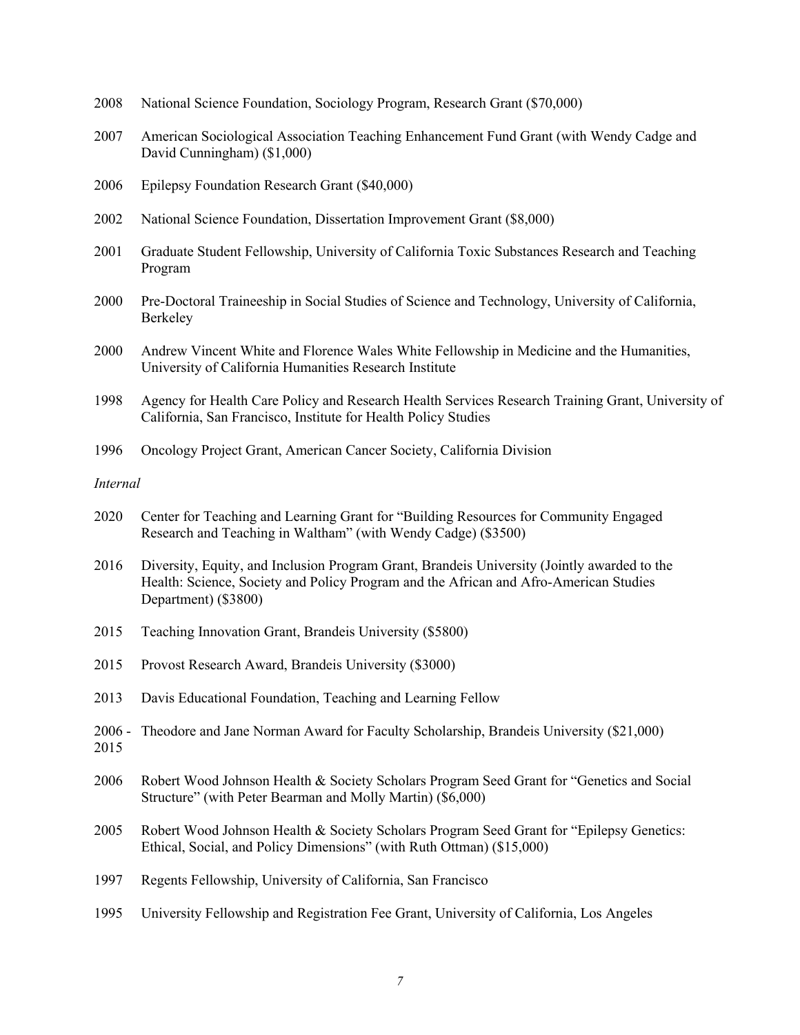2008 National Science Foundation, Sociology Program, Research Grant ($70,000)

2007 American Sociological Association Teaching Enhancement Fund Grant (with Wendy Cadge and David Cunningham) ($1,000)

2006 Epilepsy Foundation Research Grant ($40,000)

2002 National Science Foundation, Dissertation Improvement Grant ($8,000)

2001 Graduate Student Fellowship, University of California Toxic Substances Research and Teaching Program

2000 Pre-Doctoral Traineeship in Social Studies of Science and Technology, University of California, Berkeley

2000 Andrew Vincent White and Florence Wales White Fellowship in Medicine and the Humanities, University of California Humanities Research Institute

1998 Agency for Health Care Policy and Research Health Services Research Training Grant, University of California, San Francisco, Institute for Health Policy Studies

1996 Oncology Project Grant, American Cancer Society, California Division

*Internal*

2020 Center for Teaching and Learning Grant for "Building Resources for Community Engaged Research and Teaching in Waltham" (with Wendy Cadge) ($3500)

2016 Diversity, Equity, and Inclusion Program Grant, Brandeis University (Jointly awarded to the Health: Science, Society and Policy Program and the African and Afro-American Studies Department) ($3800)

2015 Teaching Innovation Grant, Brandeis University ($5800)

2015 Provost Research Award, Brandeis University ($3000)

2013 Davis Educational Foundation, Teaching and Learning Fellow

2006 - 2015 Theodore and Jane Norman Award for Faculty Scholarship, Brandeis University ($21,000)

2006 Robert Wood Johnson Health & Society Scholars Program Seed Grant for "Genetics and Social Structure" (with Peter Bearman and Molly Martin) ($6,000)

2005 Robert Wood Johnson Health & Society Scholars Program Seed Grant for "Epilepsy Genetics: Ethical, Social, and Policy Dimensions" (with Ruth Ottman) ($15,000)

1997 Regents Fellowship, University of California, San Francisco

1995 University Fellowship and Registration Fee Grant, University of California, Los Angeles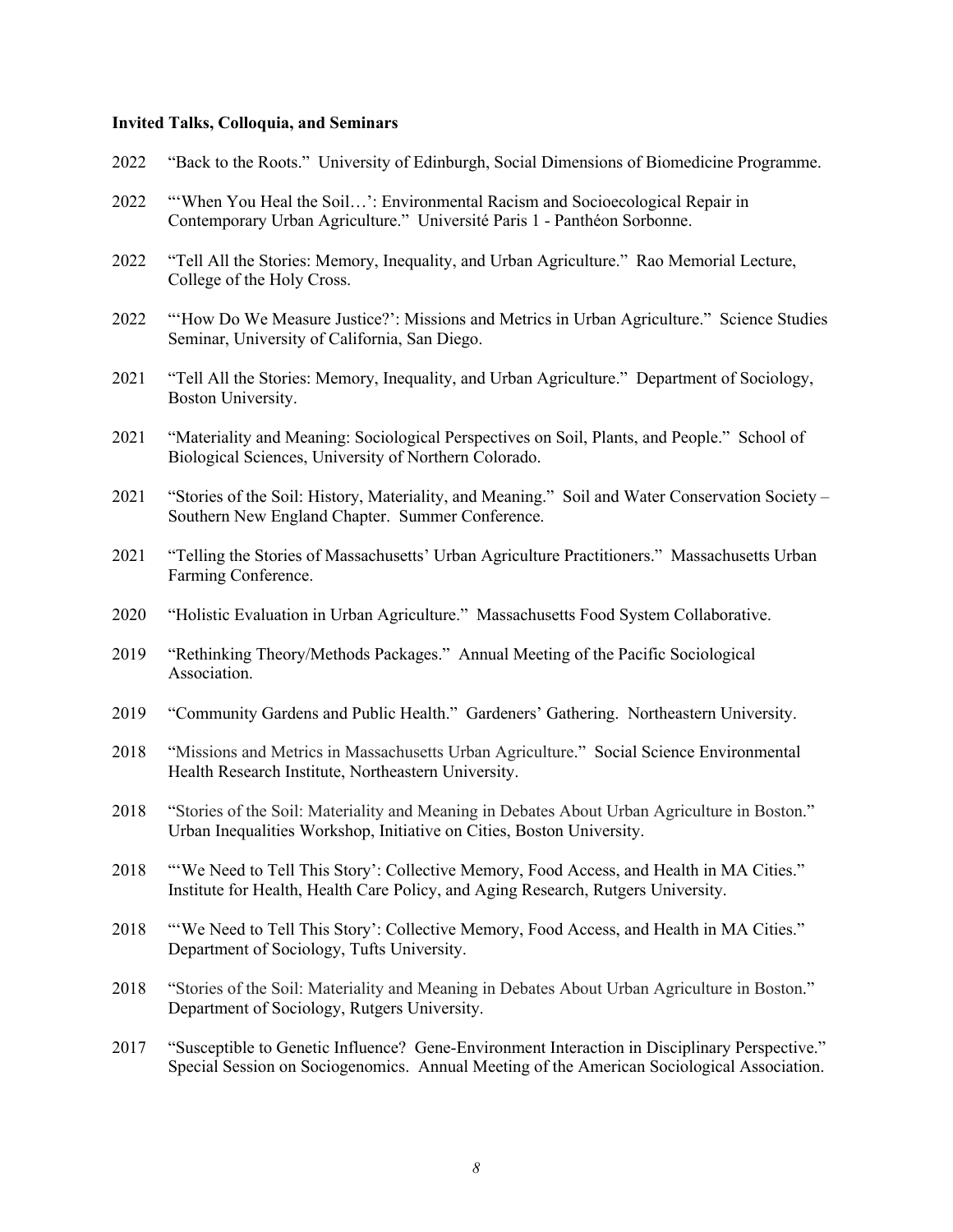**Invited Talks, Colloquia, and Seminars**

2022 "Back to the Roots." University of Edinburgh, Social Dimensions of Biomedicine Programme.

2022 "'When You Heal the Soil…': Environmental Racism and Socioecological Repair in Contemporary Urban Agriculture." Université Paris 1 - Panthéon Sorbonne.

2022 "Tell All the Stories: Memory, Inequality, and Urban Agriculture." Rao Memorial Lecture, College of the Holy Cross.

2022 "'How Do We Measure Justice?': Missions and Metrics in Urban Agriculture." Science Studies Seminar, University of California, San Diego.

2021 "Tell All the Stories: Memory, Inequality, and Urban Agriculture." Department of Sociology, Boston University.

2021 "Materiality and Meaning: Sociological Perspectives on Soil, Plants, and People." School of Biological Sciences, University of Northern Colorado.

2021 "Stories of the Soil: History, Materiality, and Meaning." Soil and Water Conservation Society – Southern New England Chapter. Summer Conference.

2021 "Telling the Stories of Massachusetts' Urban Agriculture Practitioners." Massachusetts Urban Farming Conference.

2020 "Holistic Evaluation in Urban Agriculture." Massachusetts Food System Collaborative.

2019 "Rethinking Theory/Methods Packages." Annual Meeting of the Pacific Sociological Association.

2019 "Community Gardens and Public Health." Gardeners' Gathering. Northeastern University.

2018 "Missions and Metrics in Massachusetts Urban Agriculture." Social Science Environmental Health Research Institute, Northeastern University.

2018 "Stories of the Soil: Materiality and Meaning in Debates About Urban Agriculture in Boston." Urban Inequalities Workshop, Initiative on Cities, Boston University.

2018 "'We Need to Tell This Story': Collective Memory, Food Access, and Health in MA Cities." Institute for Health, Health Care Policy, and Aging Research, Rutgers University.

2018 "'We Need to Tell This Story': Collective Memory, Food Access, and Health in MA Cities." Department of Sociology, Tufts University.

2018 "Stories of the Soil: Materiality and Meaning in Debates About Urban Agriculture in Boston." Department of Sociology, Rutgers University.

2017 "Susceptible to Genetic Influence? Gene-Environment Interaction in Disciplinary Perspective." Special Session on Sociogenomics. Annual Meeting of the American Sociological Association.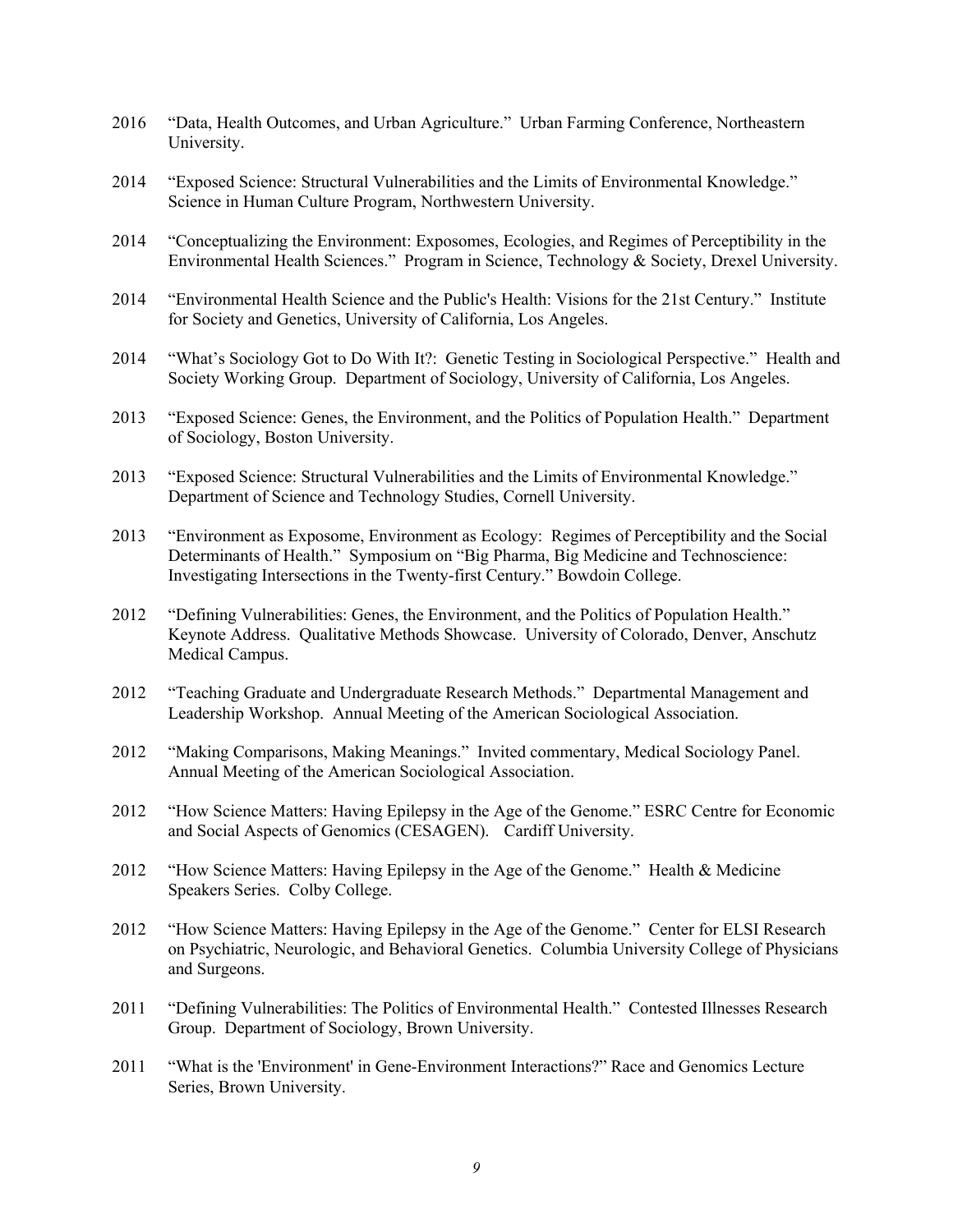2016 "Data, Health Outcomes, and Urban Agriculture." Urban Farming Conference, Northeastern University.

2014 "Exposed Science: Structural Vulnerabilities and the Limits of Environmental Knowledge." Science in Human Culture Program, Northwestern University.

2014 "Conceptualizing the Environment: Exposomes, Ecologies, and Regimes of Perceptibility in the Environmental Health Sciences." Program in Science, Technology & Society, Drexel University.

2014 "Environmental Health Science and the Public's Health: Visions for the 21st Century." Institute for Society and Genetics, University of California, Los Angeles.

2014 "What's Sociology Got to Do With It?: Genetic Testing in Sociological Perspective." Health and Society Working Group. Department of Sociology, University of California, Los Angeles.

2013 "Exposed Science: Genes, the Environment, and the Politics of Population Health." Department of Sociology, Boston University.

2013 "Exposed Science: Structural Vulnerabilities and the Limits of Environmental Knowledge." Department of Science and Technology Studies, Cornell University.

2013 "Environment as Exposome, Environment as Ecology: Regimes of Perceptibility and the Social Determinants of Health." Symposium on "Big Pharma, Big Medicine and Technoscience: Investigating Intersections in the Twenty-first Century." Bowdoin College.

2012 "Defining Vulnerabilities: Genes, the Environment, and the Politics of Population Health." Keynote Address. Qualitative Methods Showcase. University of Colorado, Denver, Anschutz Medical Campus.

2012 "Teaching Graduate and Undergraduate Research Methods." Departmental Management and Leadership Workshop. Annual Meeting of the American Sociological Association.

2012 "Making Comparisons, Making Meanings." Invited commentary, Medical Sociology Panel. Annual Meeting of the American Sociological Association.

2012 "How Science Matters: Having Epilepsy in the Age of the Genome." ESRC Centre for Economic and Social Aspects of Genomics (CESAGEN). Cardiff University.

2012 "How Science Matters: Having Epilepsy in the Age of the Genome." Health & Medicine Speakers Series. Colby College.

2012 "How Science Matters: Having Epilepsy in the Age of the Genome." Center for ELSI Research on Psychiatric, Neurologic, and Behavioral Genetics. Columbia University College of Physicians and Surgeons.

2011 "Defining Vulnerabilities: The Politics of Environmental Health." Contested Illnesses Research Group. Department of Sociology, Brown University.

2011 "What is the 'Environment' in Gene-Environment Interactions?" Race and Genomics Lecture Series, Brown University.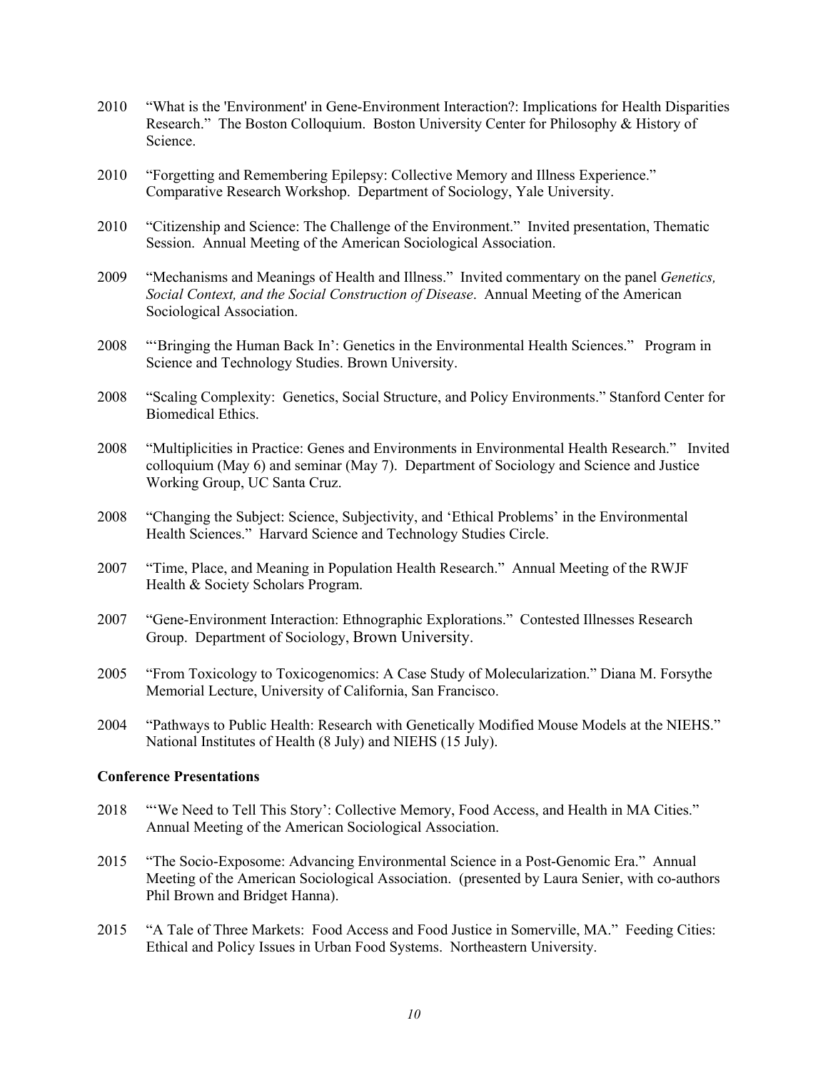2010 "What is the 'Environment' in Gene-Environment Interaction?: Implications for Health Disparities Research." The Boston Colloquium. Boston University Center for Philosophy & History of Science.

2010 "Forgetting and Remembering Epilepsy: Collective Memory and Illness Experience." Comparative Research Workshop. Department of Sociology, Yale University.

2010 "Citizenship and Science: The Challenge of the Environment." Invited presentation, Thematic Session. Annual Meeting of the American Sociological Association.

2009 "Mechanisms and Meanings of Health and Illness." Invited commentary on the panel *Genetics, Social Context, and the Social Construction of Disease*. Annual Meeting of the American Sociological Association.

2008 "'Bringing the Human Back In': Genetics in the Environmental Health Sciences." Program in Science and Technology Studies. Brown University.

2008 "Scaling Complexity: Genetics, Social Structure, and Policy Environments." Stanford Center for Biomedical Ethics.

2008 "Multiplicities in Practice: Genes and Environments in Environmental Health Research." Invited colloquium (May 6) and seminar (May 7). Department of Sociology and Science and Justice Working Group, UC Santa Cruz.

2008 "Changing the Subject: Science, Subjectivity, and 'Ethical Problems' in the Environmental Health Sciences." Harvard Science and Technology Studies Circle.

2007 "Time, Place, and Meaning in Population Health Research." Annual Meeting of the RWJF Health & Society Scholars Program.

2007 "Gene-Environment Interaction: Ethnographic Explorations." Contested Illnesses Research Group. Department of Sociology, Brown University.

2005 "From Toxicology to Toxicogenomics: A Case Study of Molecularization." Diana M. Forsythe Memorial Lecture, University of California, San Francisco.

2004 "Pathways to Public Health: Research with Genetically Modified Mouse Models at the NIEHS." National Institutes of Health (8 July) and NIEHS (15 July).

**Conference Presentations**

2018 "'We Need to Tell This Story': Collective Memory, Food Access, and Health in MA Cities." Annual Meeting of the American Sociological Association.

2015 "The Socio-Exposome: Advancing Environmental Science in a Post-Genomic Era." Annual Meeting of the American Sociological Association. (presented by Laura Senier, with co-authors Phil Brown and Bridget Hanna).

2015 "A Tale of Three Markets: Food Access and Food Justice in Somerville, MA." Feeding Cities: Ethical and Policy Issues in Urban Food Systems. Northeastern University.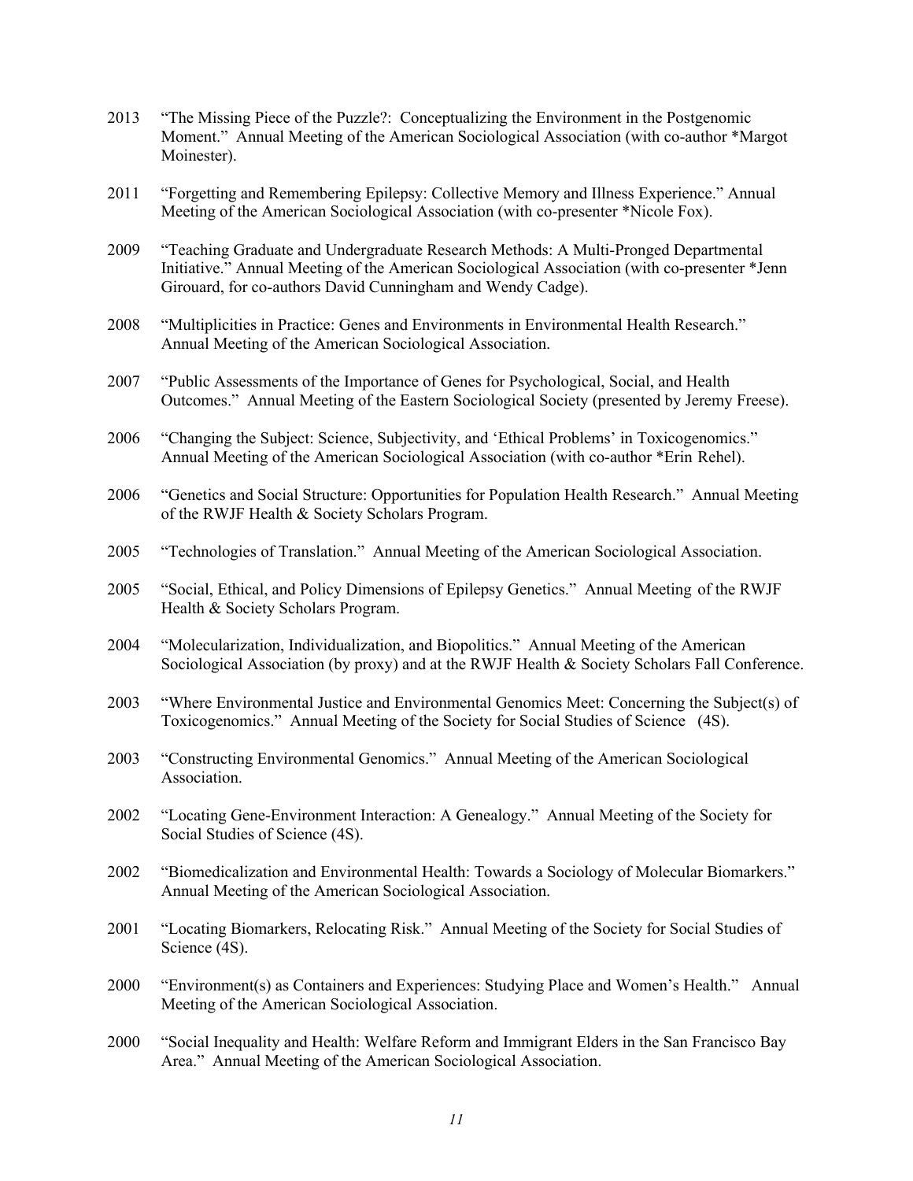2013 "The Missing Piece of the Puzzle?: Conceptualizing the Environment in the Postgenomic Moment." Annual Meeting of the American Sociological Association (with co-author *Margot Moinester).

2011 "Forgetting and Remembering Epilepsy: Collective Memory and Illness Experience." Annual Meeting of the American Sociological Association (with co-presenter *Nicole Fox).

2009 "Teaching Graduate and Undergraduate Research Methods: A Multi-Pronged Departmental Initiative." Annual Meeting of the American Sociological Association (with co-presenter *Jenn Girouard, for co-authors David Cunningham and Wendy Cadge).

2008 "Multiplicities in Practice: Genes and Environments in Environmental Health Research." Annual Meeting of the American Sociological Association.

2007 "Public Assessments of the Importance of Genes for Psychological, Social, and Health Outcomes." Annual Meeting of the Eastern Sociological Society (presented by Jeremy Freese).

2006 "Changing the Subject: Science, Subjectivity, and 'Ethical Problems' in Toxicogenomics." Annual Meeting of the American Sociological Association (with co-author *Erin Rehel).

2006 "Genetics and Social Structure: Opportunities for Population Health Research." Annual Meeting of the RWJF Health & Society Scholars Program.

2005 "Technologies of Translation." Annual Meeting of the American Sociological Association.

2005 "Social, Ethical, and Policy Dimensions of Epilepsy Genetics." Annual Meeting of the RWJF Health & Society Scholars Program.

2004 "Molecularization, Individualization, and Biopolitics." Annual Meeting of the American Sociological Association (by proxy) and at the RWJF Health & Society Scholars Fall Conference.

2003 "Where Environmental Justice and Environmental Genomics Meet: Concerning the Subject(s) of Toxicogenomics." Annual Meeting of the Society for Social Studies of Science (4S).

2003 "Constructing Environmental Genomics." Annual Meeting of the American Sociological Association.

2002 "Locating Gene-Environment Interaction: A Genealogy." Annual Meeting of the Society for Social Studies of Science (4S).

2002 "Biomedicalization and Environmental Health: Towards a Sociology of Molecular Biomarkers." Annual Meeting of the American Sociological Association.

2001 "Locating Biomarkers, Relocating Risk." Annual Meeting of the Society for Social Studies of Science (4S).

2000 "Environment(s) as Containers and Experiences: Studying Place and Women's Health." Annual Meeting of the American Sociological Association.

2000 "Social Inequality and Health: Welfare Reform and Immigrant Elders in the San Francisco Bay Area." Annual Meeting of the American Sociological Association.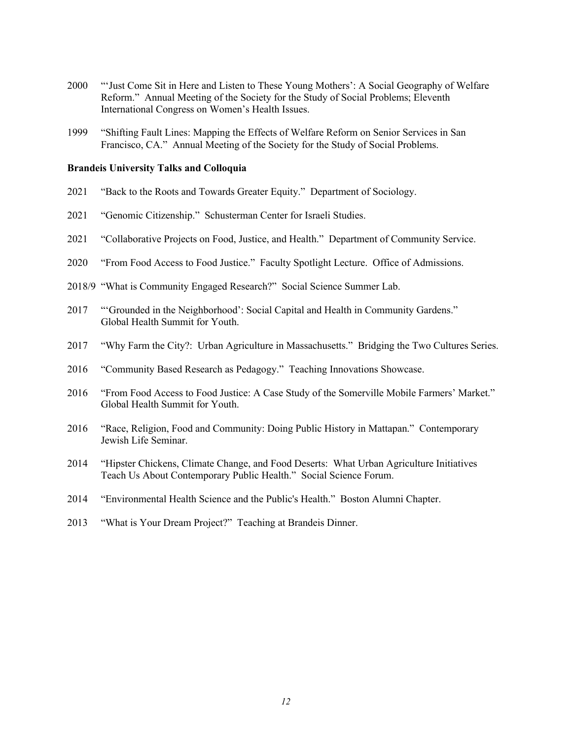2000 "'Just Come Sit in Here and Listen to These Young Mothers': A Social Geography of Welfare Reform." Annual Meeting of the Society for the Study of Social Problems; Eleventh International Congress on Women's Health Issues.

1999 "Shifting Fault Lines: Mapping the Effects of Welfare Reform on Senior Services in San Francisco, CA." Annual Meeting of the Society for the Study of Social Problems.

**Brandeis University Talks and Colloquia**

2021 "Back to the Roots and Towards Greater Equity." Department of Sociology.

2021 "Genomic Citizenship." Schusterman Center for Israeli Studies.

2021 "Collaborative Projects on Food, Justice, and Health." Department of Community Service.

2020 "From Food Access to Food Justice." Faculty Spotlight Lecture. Office of Admissions.

2018/9 "What is Community Engaged Research?" Social Science Summer Lab.

2017 "'Grounded in the Neighborhood': Social Capital and Health in Community Gardens." Global Health Summit for Youth.

2017 "Why Farm the City?: Urban Agriculture in Massachusetts." Bridging the Two Cultures Series.

2016 "Community Based Research as Pedagogy." Teaching Innovations Showcase.

2016 "From Food Access to Food Justice: A Case Study of the Somerville Mobile Farmers' Market." Global Health Summit for Youth.

2016 "Race, Religion, Food and Community: Doing Public History in Mattapan." Contemporary Jewish Life Seminar.

2014 "Hipster Chickens, Climate Change, and Food Deserts: What Urban Agriculture Initiatives Teach Us About Contemporary Public Health." Social Science Forum.

2014 "Environmental Health Science and the Public's Health." Boston Alumni Chapter.

2013 "What is Your Dream Project?" Teaching at Brandeis Dinner.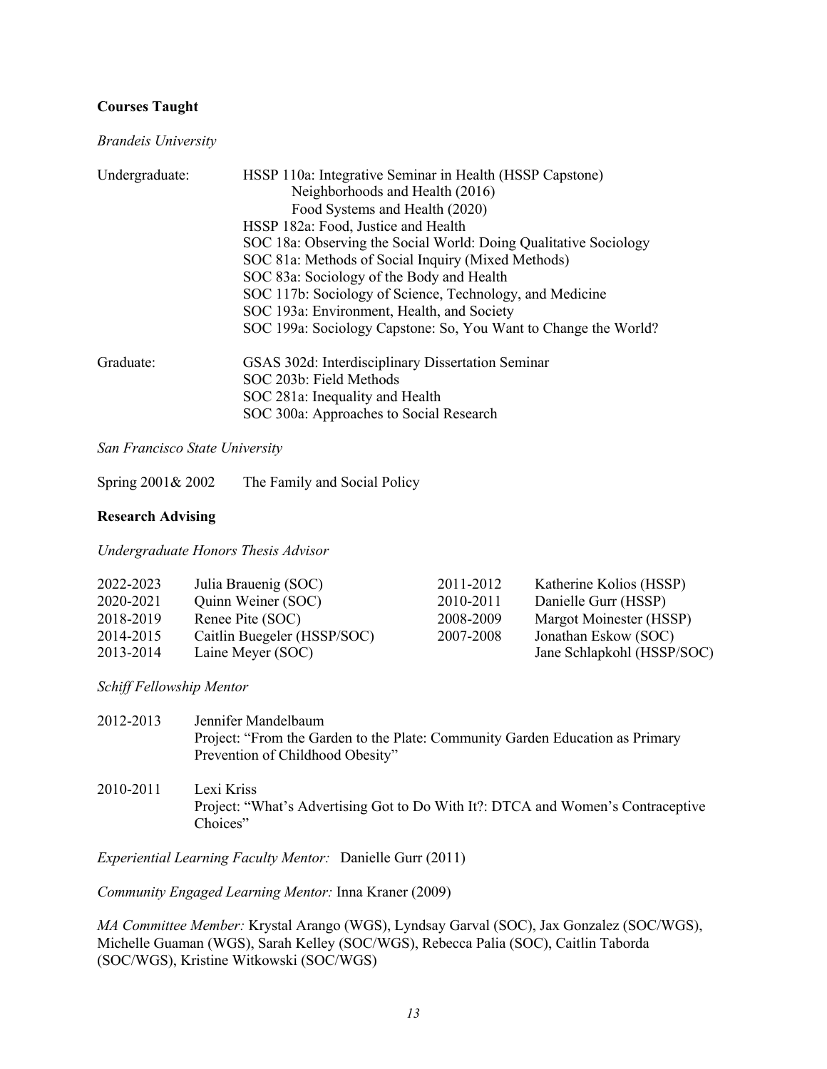**Courses Taught**

*Brandeis University*

Undergraduate:

HSSP 110a: Integrative Seminar in Health (HSSP Capstone)
- Neighborhoods and Health (2016)
- Food Systems and Health (2020)

HSSP 182a: Food, Justice and Health
SOC 18a: Observing the Social World: Doing Qualitative Sociology
SOC 81a: Methods of Social Inquiry (Mixed Methods)
SOC 83a: Sociology of the Body and Health
SOC 117b: Sociology of Science, Technology, and Medicine
SOC 193a: Environment, Health, and Society
SOC 199a: Sociology Capstone: So, You Want to Change the World?

Graduate:

GSAS 302d: Interdisciplinary Dissertation Seminar
SOC 203b: Field Methods
SOC 281a: Inequality and Health
SOC 300a: Approaches to Social Research

*San Francisco State University*

Spring 2001& 2002 The Family and Social Policy

**Research Advising**

*Undergraduate Honors Thesis Advisor*

2022-2023 Julia Brauenig (SOC)
2020-2021 Quinn Weiner (SOC)
2018-2019 Renee Pite (SOC)
2014-2015 Caitlin Buegeler (HSSP/SOC)
2013-2014 Laine Meyer (SOC)
2011-2012 Katherine Kolios (HSSP)
2010-2011 Danielle Gurr (HSSP)
2008-2009 Margot Moinester (HSSP)
2007-2008 Jonathan Eskow (SOC)
Jane Schlapkohl (HSSP/SOC)

*Schiff Fellowship Mentor*

2012-2013 Jennifer Mandelbaum
Project: "From the Garden to the Plate: Community Garden Education as Primary Prevention of Childhood Obesity"

2010-2011 Lexi Kriss
Project: "What's Advertising Got to Do With It?: DTCA and Women's Contraceptive Choices"

*Experiential Learning Faculty Mentor:* Danielle Gurr (2011)

*Community Engaged Learning Mentor:* Inna Kraner (2009)

*MA Committee Member:* Krystal Arango (WGS), Lyndsay Garval (SOC), Jax Gonzalez (SOC/WGS), Michelle Guaman (WGS), Sarah Kelley (SOC/WGS), Rebecca Palia (SOC), Caitlin Taborda (SOC/WGS), Kristine Witkowski (SOC/WGS)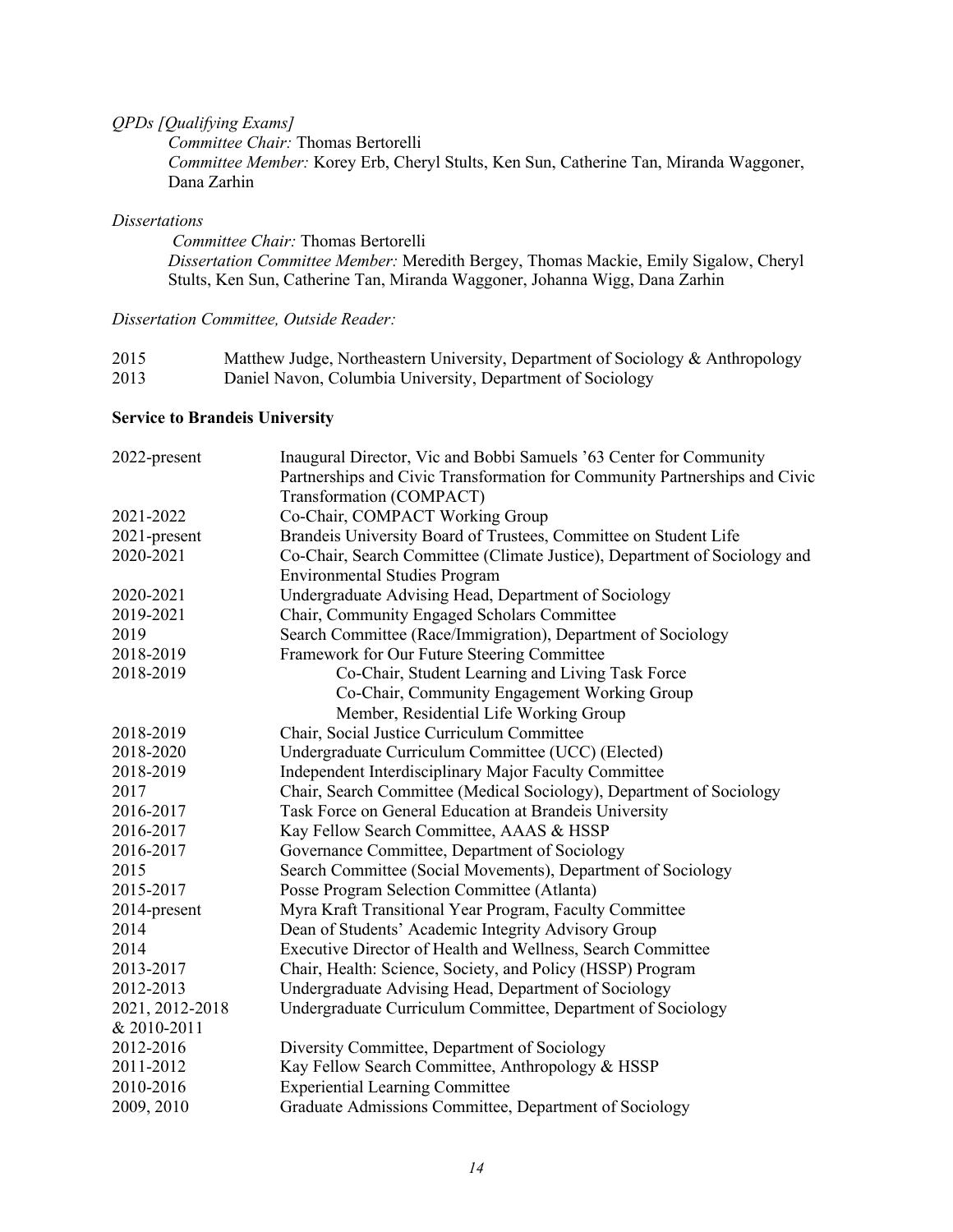*QPDs [Qualifying Exams]*

*Committee Chair:* Thomas Bertorelli
*Committee Member:* Korey Erb, Cheryl Stults, Ken Sun, Catherine Tan, Miranda Waggoner, Dana Zarhin

*Dissertations*

*Committee Chair:* Thomas Bertorelli
*Dissertation Committee Member:* Meredith Bergey, Thomas Mackie, Emily Sigalow, Cheryl Stults, Ken Sun, Catherine Tan, Miranda Waggoner, Johanna Wigg, Dana Zarhin

*Dissertation Committee, Outside Reader:*

| | |
|---|---|
| 2015 | Matthew Judge, Northeastern University, Department of Sociology & Anthropology |
| 2013 | Daniel Navon, Columbia University, Department of Sociology |

**Service to Brandeis University**

| | |
|---|---|
| 2022-present | Inaugural Director, Vic and Bobbi Samuels '63 Center for Community Partnerships and Civic Transformation for Community Partnerships and Civic Transformation (COMPACT) |
| 2021-2022 | Co-Chair, COMPACT Working Group |
| 2021-present | Brandeis University Board of Trustees, Committee on Student Life |
| 2020-2021 | Co-Chair, Search Committee (Climate Justice), Department of Sociology and Environmental Studies Program |
| 2020-2021 | Undergraduate Advising Head, Department of Sociology |
| 2019-2021 | Chair, Community Engaged Scholars Committee |
| 2019 | Search Committee (Race/Immigration), Department of Sociology |
| 2018-2019 | Framework for Our Future Steering Committee |
| 2018-2019 | Co-Chair, Student Learning and Living Task Force<br>Co-Chair, Community Engagement Working Group<br>Member, Residential Life Working Group |
| 2018-2019 | Chair, Social Justice Curriculum Committee |
| 2018-2020 | Undergraduate Curriculum Committee (UCC) (Elected) |
| 2018-2019 | Independent Interdisciplinary Major Faculty Committee |
| 2017 | Chair, Search Committee (Medical Sociology), Department of Sociology |
| 2016-2017 | Task Force on General Education at Brandeis University |
| 2016-2017 | Kay Fellow Search Committee, AAAS & HSSP |
| 2016-2017 | Governance Committee, Department of Sociology |
| 2015 | Search Committee (Social Movements), Department of Sociology |
| 2015-2017 | Posse Program Selection Committee (Atlanta) |
| 2014-present | Myra Kraft Transitional Year Program, Faculty Committee |
| 2014 | Dean of Students' Academic Integrity Advisory Group |
| 2014 | Executive Director of Health and Wellness, Search Committee |
| 2013-2017 | Chair, Health: Science, Society, and Policy (HSSP) Program |
| 2012-2013 | Undergraduate Advising Head, Department of Sociology |
| 2021, 2012-2018 & 2010-2011 | Undergraduate Curriculum Committee, Department of Sociology |
| 2012-2016 | Diversity Committee, Department of Sociology |
| 2011-2012 | Kay Fellow Search Committee, Anthropology & HSSP |
| 2010-2016 | Experiential Learning Committee |
| 2009, 2010 | Graduate Admissions Committee, Department of Sociology |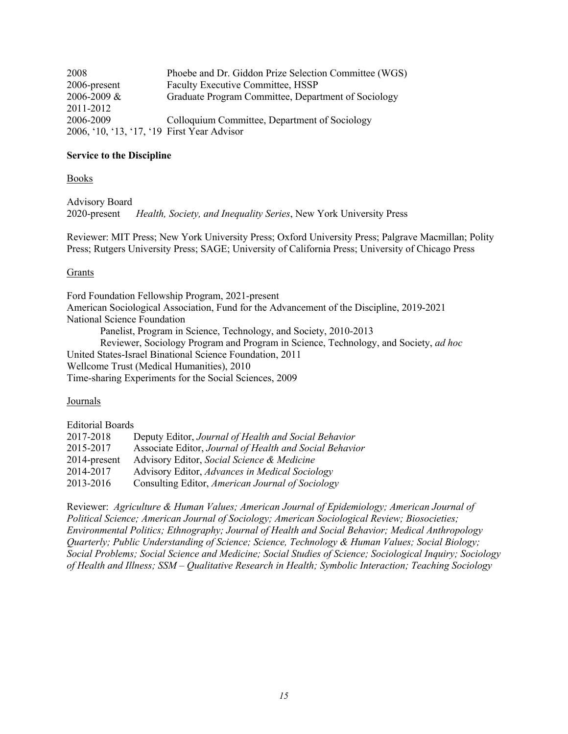| | |
|---|---|
| 2008 | Phoebe and Dr. Giddon Prize Selection Committee (WGS) |
| 2006-present | Faculty Executive Committee, HSSP |
| 2006-2009 & 2011-2012 | Graduate Program Committee, Department of Sociology |
| 2006-2009 | Colloquium Committee, Department of Sociology |
| 2006, '10, '13, '17, '19 | First Year Advisor |

**Service to the Discipline**

Books

Advisory Board
2020-present *Health, Society, and Inequality Series*, New York University Press

Reviewer: MIT Press; New York University Press; Oxford University Press; Palgrave Macmillan; Polity Press; Rutgers University Press; SAGE; University of California Press; University of Chicago Press

Grants

Ford Foundation Fellowship Program, 2021-present
American Sociological Association, Fund for the Advancement of the Discipline, 2019-2021
National Science Foundation
- Panelist, Program in Science, Technology, and Society, 2010-2013
- Reviewer, Sociology Program and Program in Science, Technology, and Society, *ad hoc*

United States-Israel Binational Science Foundation, 2011
Wellcome Trust (Medical Humanities), 2010
Time-sharing Experiments for the Social Sciences, 2009

Journals

Editorial Boards

| | |
|---|---|
| 2017-2018 | Deputy Editor, *Journal of Health and Social Behavior* |
| 2015-2017 | Associate Editor, *Journal of Health and Social Behavior* |
| 2014-present | Advisory Editor, *Social Science & Medicine* |
| 2014-2017 | Advisory Editor, *Advances in Medical Sociology* |
| 2013-2016 | Consulting Editor, *American Journal of Sociology* |

Reviewer: *Agriculture & Human Values; American Journal of Epidemiology; American Journal of Political Science; American Journal of Sociology; American Sociological Review; Biosocieties; Environmental Politics; Ethnography; Journal of Health and Social Behavior; Medical Anthropology Quarterly; Public Understanding of Science; Science, Technology & Human Values; Social Biology; Social Problems; Social Science and Medicine; Social Studies of Science; Sociological Inquiry; Sociology of Health and Illness; SSM – Qualitative Research in Health; Symbolic Interaction; Teaching Sociology*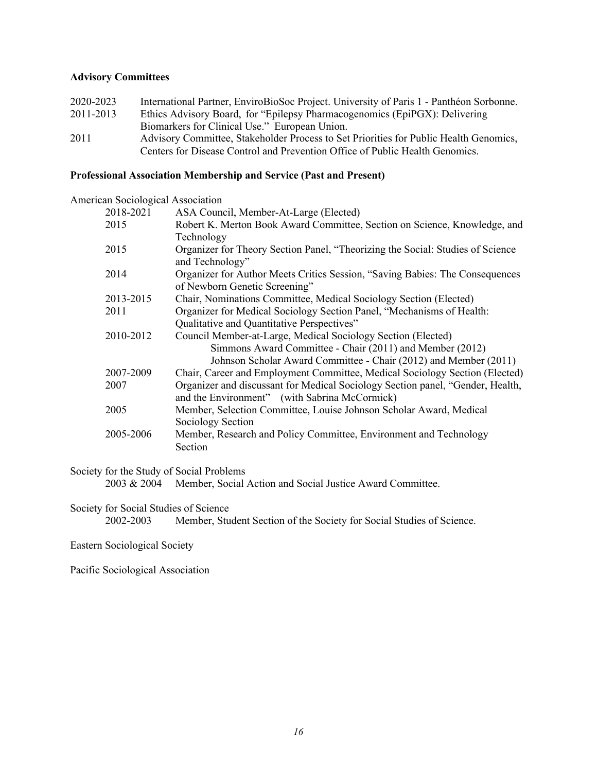**Advisory Committees**

2020-2023 International Partner, EnviroBioSoc Project. University of Paris 1 - Panthéon Sorbonne.

2011-2013 Ethics Advisory Board, for "Epilepsy Pharmacogenomics (EpiPGX): Delivering Biomarkers for Clinical Use." European Union.

2011 Advisory Committee, Stakeholder Process to Set Priorities for Public Health Genomics, Centers for Disease Control and Prevention Office of Public Health Genomics.

**Professional Association Membership and Service (Past and Present)**

American Sociological Association

- 2018-2021 ASA Council, Member-At-Large (Elected)
- 2015 Robert K. Merton Book Award Committee, Section on Science, Knowledge, and Technology
- 2015 Organizer for Theory Section Panel, "Theorizing the Social: Studies of Science and Technology"
- 2014 Organizer for Author Meets Critics Session, "Saving Babies: The Consequences of Newborn Genetic Screening"
- 2013-2015 Chair, Nominations Committee, Medical Sociology Section (Elected)
- 2011 Organizer for Medical Sociology Section Panel, "Mechanisms of Health: Qualitative and Quantitative Perspectives"
- 2010-2012 Council Member-at-Large, Medical Sociology Section (Elected)
  - Simmons Award Committee - Chair (2011) and Member (2012)
  - Johnson Scholar Award Committee - Chair (2012) and Member (2011)
- 2007-2009 Chair, Career and Employment Committee, Medical Sociology Section (Elected)
- 2007 Organizer and discussant for Medical Sociology Section panel, "Gender, Health, and the Environment" (with Sabrina McCormick)
- 2005 Member, Selection Committee, Louise Johnson Scholar Award, Medical Sociology Section
- 2005-2006 Member, Research and Policy Committee, Environment and Technology Section

Society for the Study of Social Problems

- 2003 & 2004 Member, Social Action and Social Justice Award Committee.

Society for Social Studies of Science

- 2002-2003 Member, Student Section of the Society for Social Studies of Science.

Eastern Sociological Society

Pacific Sociological Association